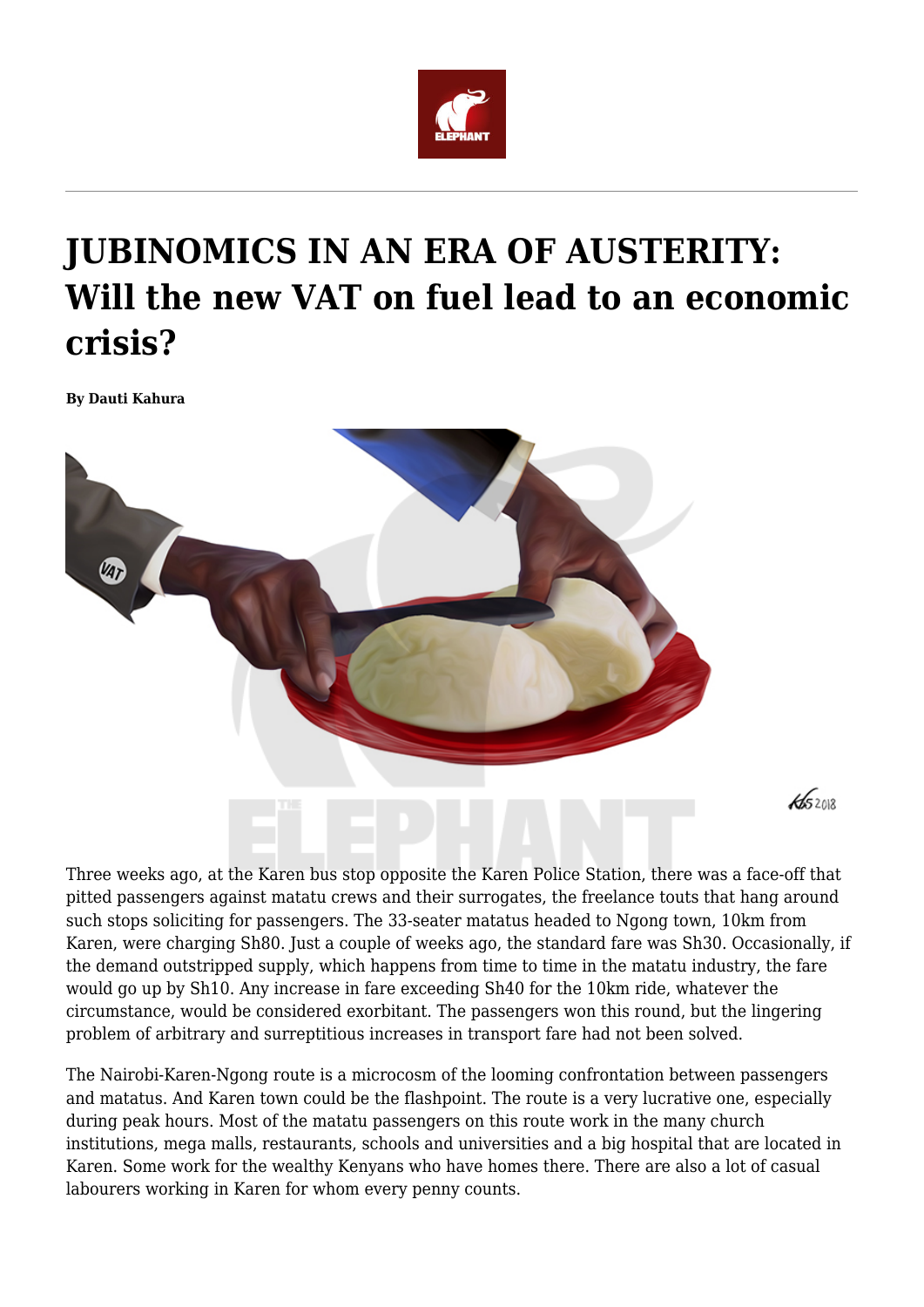# JUBINOMICS IN AN ERA OF AUSTERITY: Will the new VAT on fuel lead to an economic crisis?

**By Dauti Kahura**

Three weeks ago, at the Karen bus stop opposite the Karen Police Station, there was a face-off that pitted passengers against matatu crews and their surrogates, the freelance touts that hang around such stops soliciting for passengers. The 33-seater matatus headed to Ngong town, 10km from Karen, were charging Sh80. Just a couple of weeks ago, the standard fare was Sh30. Occasionally, if the demand outstripped supply, which happens from time to time in the matatu industry, the fare would go up by Sh10. Any increase in fare exceeding Sh40 for the 10km ride, whatever the circumstance, would be considered exorbitant. The passengers won this round, but the lingering problem of arbitrary and surreptitious increases in transport fare had not been solved.

The Nairobi-Karen-Ngong route is a microcosm of the looming confrontation between passengers and matatus. And Karen town could be the flashpoint. The route is a very lucrative one, especially during peak hours. Most of the matatu passengers on this route work in the many church institutions, mega malls, restaurants, schools and universities and a big hospital that are located in Karen. Some work for the wealthy Kenyans who have homes there. There are also a lot of casual labourers working in Karen for whom every penny counts.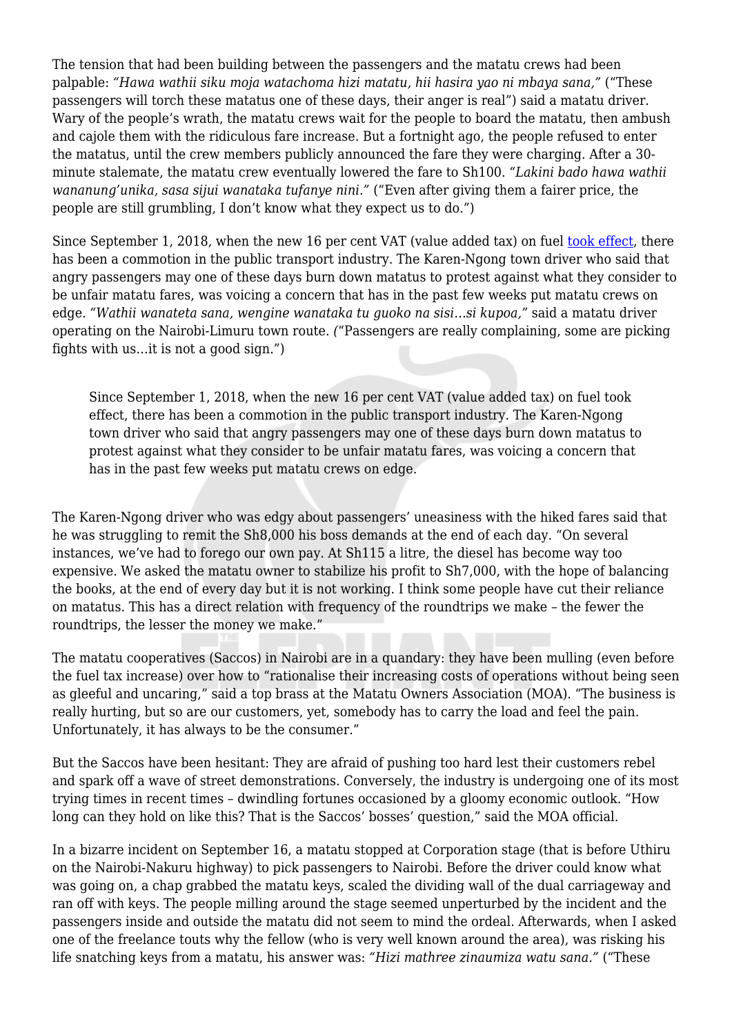The tension that had been building between the passengers and the matatu crews had been palpable: *"Hawa wathii siku moja watachoma hizi matatu, hii hasira yao ni mbaya sana,"* ("These passengers will torch these matatus one of these days, their anger is real") said a matatu driver. Wary of the people's wrath, the matatu crews wait for the people to board the matatu, then ambush and cajole them with the ridiculous fare increase. But a fortnight ago, the people refused to enter the matatus, until the crew members publicly announced the fare they were charging. After a 30-minute stalemate, the matatu crew eventually lowered the fare to Sh100. *"Lakini bado hawa wathii wananung'unika, sasa sijui wanataka tufanye nini."* ("Even after giving them a fairer price, the people are still grumbling, I don't know what they expect us to do.")

Since September 1, 2018, when the new 16 per cent VAT (value added tax) on fuel [took effect](), there has been a commotion in the public transport industry. The Karen-Ngong town driver who said that angry passengers may one of these days burn down matatus to protest against what they consider to be unfair matatu fares, was voicing a concern that has in the past few weeks put matatu crews on edge. *"Wathii wanateta sana, wengine wanataka tu guoko na sisi…si kupoa,"* said a matatu driver operating on the Nairobi-Limuru town route. *(*"Passengers are really complaining, some are picking fights with us…it is not a good sign.")

> Since September 1, 2018, when the new 16 per cent VAT (value added tax) on fuel took effect, there has been a commotion in the public transport industry. The Karen-Ngong town driver who said that angry passengers may one of these days burn down matatus to protest against what they consider to be unfair matatu fares, was voicing a concern that has in the past few weeks put matatu crews on edge.

The Karen-Ngong driver who was edgy about passengers' uneasiness with the hiked fares said that he was struggling to remit the Sh8,000 his boss demands at the end of each day. "On several instances, we've had to forego our own pay. At Sh115 a litre, the diesel has become way too expensive. We asked the matatu owner to stabilize his profit to Sh7,000, with the hope of balancing the books, at the end of every day but it is not working. I think some people have cut their reliance on matatus. This has a direct relation with frequency of the roundtrips we make – the fewer the roundtrips, the lesser the money we make."

The matatu cooperatives (Saccos) in Nairobi are in a quandary: they have been mulling (even before the fuel tax increase) over how to "rationalise their increasing costs of operations without being seen as gleeful and uncaring," said a top brass at the Matatu Owners Association (MOA). "The business is really hurting, but so are our customers, yet, somebody has to carry the load and feel the pain. Unfortunately, it has always to be the consumer."

But the Saccos have been hesitant: They are afraid of pushing too hard lest their customers rebel and spark off a wave of street demonstrations. Conversely, the industry is undergoing one of its most trying times in recent times – dwindling fortunes occasioned by a gloomy economic outlook. "How long can they hold on like this? That is the Saccos' bosses' question," said the MOA official.

In a bizarre incident on September 16, a matatu stopped at Corporation stage (that is before Uthiru on the Nairobi-Nakuru highway) to pick passengers to Nairobi. Before the driver could know what was going on, a chap grabbed the matatu keys, scaled the dividing wall of the dual carriageway and ran off with keys. The people milling around the stage seemed unperturbed by the incident and the passengers inside and outside the matatu did not seem to mind the ordeal. Afterwards, when I asked one of the freelance touts why the fellow (who is very well known around the area), was risking his life snatching keys from a matatu, his answer was: *"Hizi mathree zinaumiza watu sana."* ("These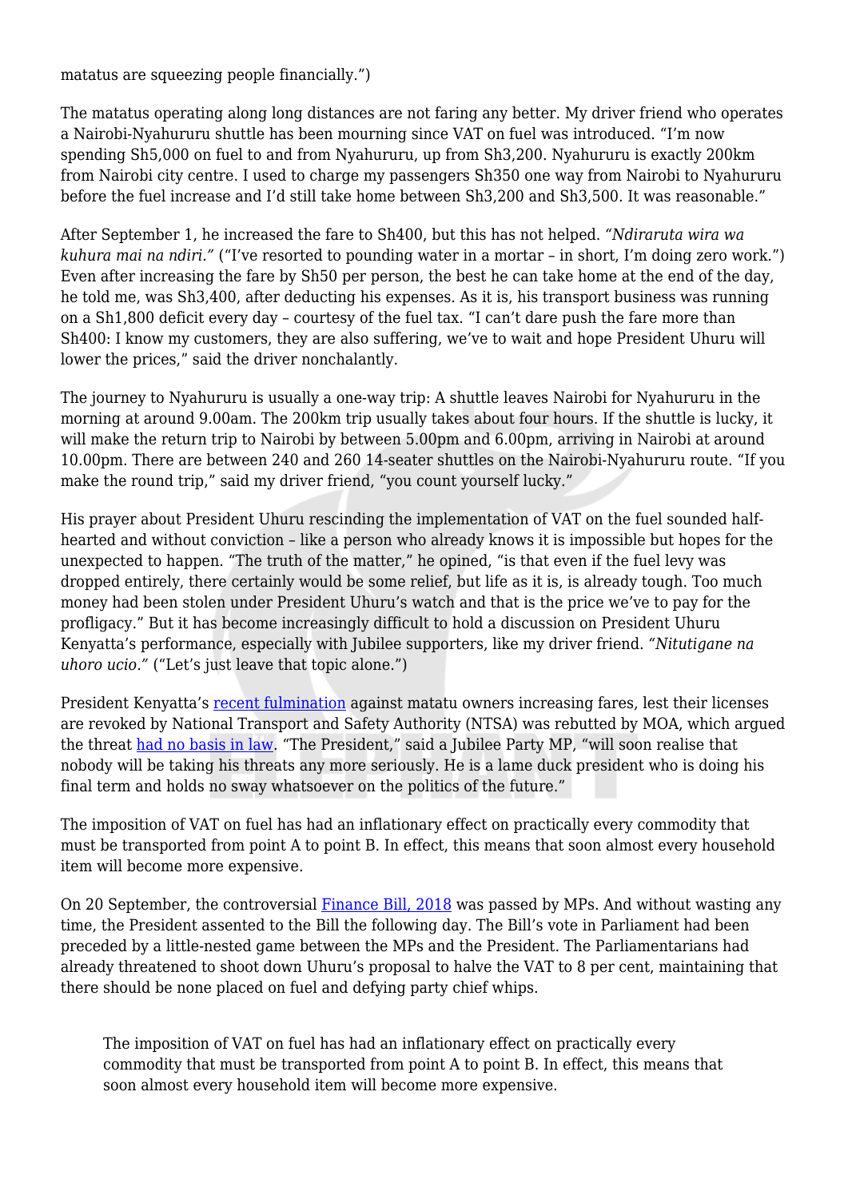matatus are squeezing people financially.")

The matatus operating along long distances are not faring any better. My driver friend who operates a Nairobi-Nyahururu shuttle has been mourning since VAT on fuel was introduced. "I'm now spending Sh5,000 on fuel to and from Nyahururu, up from Sh3,200. Nyahururu is exactly 200km from Nairobi city centre. I used to charge my passengers Sh350 one way from Nairobi to Nyahururu before the fuel increase and I'd still take home between Sh3,200 and Sh3,500. It was reasonable."

After September 1, he increased the fare to Sh400, but this has not helped. *"Ndiraruta wira wa kuhura mai na ndiri."* ("I've resorted to pounding water in a mortar – in short, I'm doing zero work.") Even after increasing the fare by Sh50 per person, the best he can take home at the end of the day, he told me, was Sh3,400, after deducting his expenses. As it is, his transport business was running on a Sh1,800 deficit every day – courtesy of the fuel tax. "I can't dare push the fare more than Sh400: I know my customers, they are also suffering, we've to wait and hope President Uhuru will lower the prices," said the driver nonchalantly.

The journey to Nyahururu is usually a one-way trip: A shuttle leaves Nairobi for Nyahururu in the morning at around 9.00am. The 200km trip usually takes about four hours. If the shuttle is lucky, it will make the return trip to Nairobi by between 5.00pm and 6.00pm, arriving in Nairobi at around 10.00pm. There are between 240 and 260 14-seater shuttles on the Nairobi-Nyahururu route. "If you make the round trip," said my driver friend, "you count yourself lucky."

His prayer about President Uhuru rescinding the implementation of VAT on the fuel sounded half-hearted and without conviction – like a person who already knows it is impossible but hopes for the unexpected to happen. "The truth of the matter," he opined, "is that even if the fuel levy was dropped entirely, there certainly would be some relief, but life as it is, is already tough. Too much money had been stolen under President Uhuru's watch and that is the price we've to pay for the profligacy." But it has become increasingly difficult to hold a discussion on President Uhuru Kenyatta's performance, especially with Jubilee supporters, like my driver friend. *"Nitutigane na uhoro ucio."* ("Let's just leave that topic alone.")

President Kenyatta's recent fulmination against matatu owners increasing fares, lest their licenses are revoked by National Transport and Safety Authority (NTSA) was rebutted by MOA, which argued the threat had no basis in law. "The President," said a Jubilee Party MP, "will soon realise that nobody will be taking his threats any more seriously. He is a lame duck president who is doing his final term and holds no sway whatsoever on the politics of the future."

The imposition of VAT on fuel has had an inflationary effect on practically every commodity that must be transported from point A to point B. In effect, this means that soon almost every household item will become more expensive.

On 20 September, the controversial Finance Bill, 2018 was passed by MPs. And without wasting any time, the President assented to the Bill the following day. The Bill's vote in Parliament had been preceded by a little-nested game between the MPs and the President. The Parliamentarians had already threatened to shoot down Uhuru's proposal to halve the VAT to 8 per cent, maintaining that there should be none placed on fuel and defying party chief whips.

> The imposition of VAT on fuel has had an inflationary effect on practically every commodity that must be transported from point A to point B. In effect, this means that soon almost every household item will become more expensive.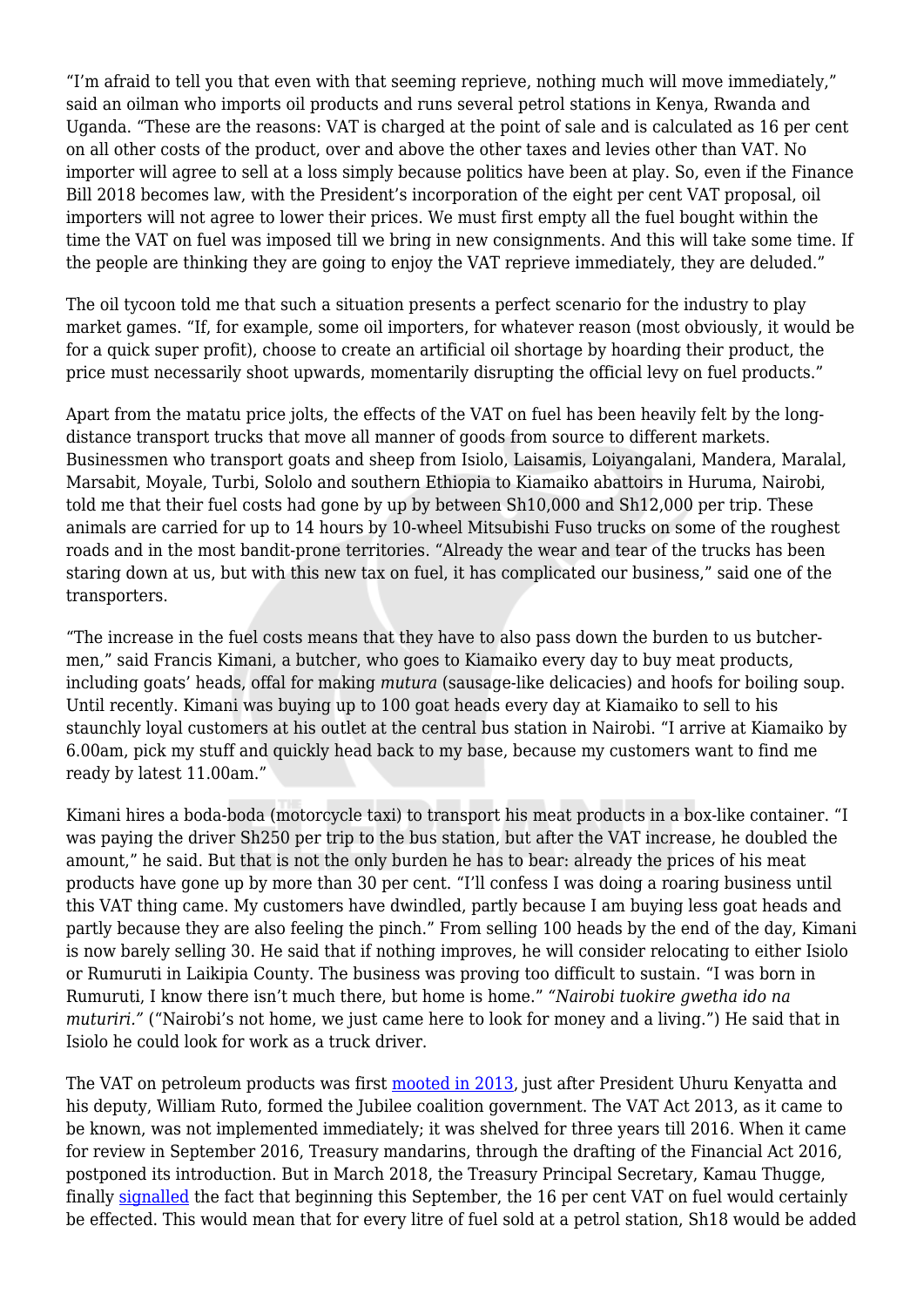"I'm afraid to tell you that even with that seeming reprieve, nothing much will move immediately," said an oilman who imports oil products and runs several petrol stations in Kenya, Rwanda and Uganda. "These are the reasons: VAT is charged at the point of sale and is calculated as 16 per cent on all other costs of the product, over and above the other taxes and levies other than VAT. No importer will agree to sell at a loss simply because politics have been at play. So, even if the Finance Bill 2018 becomes law, with the President's incorporation of the eight per cent VAT proposal, oil importers will not agree to lower their prices. We must first empty all the fuel bought within the time the VAT on fuel was imposed till we bring in new consignments. And this will take some time. If the people are thinking they are going to enjoy the VAT reprieve immediately, they are deluded."

The oil tycoon told me that such a situation presents a perfect scenario for the industry to play market games. "If, for example, some oil importers, for whatever reason (most obviously, it would be for a quick super profit), choose to create an artificial oil shortage by hoarding their product, the price must necessarily shoot upwards, momentarily disrupting the official levy on fuel products."

Apart from the matatu price jolts, the effects of the VAT on fuel has been heavily felt by the long-distance transport trucks that move all manner of goods from source to different markets. Businessmen who transport goats and sheep from Isiolo, Laisamis, Loiyangalani, Mandera, Maralal, Marsabit, Moyale, Turbi, Sololo and southern Ethiopia to Kiamaiko abattoirs in Huruma, Nairobi, told me that their fuel costs had gone by up by between Sh10,000 and Sh12,000 per trip. These animals are carried for up to 14 hours by 10-wheel Mitsubishi Fuso trucks on some of the roughest roads and in the most bandit-prone territories. "Already the wear and tear of the trucks has been staring down at us, but with this new tax on fuel, it has complicated our business," said one of the transporters.

"The increase in the fuel costs means that they have to also pass down the burden to us butcher-men," said Francis Kimani, a butcher, who goes to Kiamaiko every day to buy meat products, including goats' heads, offal for making *mutura* (sausage-like delicacies) and hoofs for boiling soup. Until recently. Kimani was buying up to 100 goat heads every day at Kiamaiko to sell to his staunchly loyal customers at his outlet at the central bus station in Nairobi. "I arrive at Kiamaiko by 6.00am, pick my stuff and quickly head back to my base, because my customers want to find me ready by latest 11.00am."

Kimani hires a boda-boda (motorcycle taxi) to transport his meat products in a box-like container. "I was paying the driver Sh250 per trip to the bus station, but after the VAT increase, he doubled the amount," he said. But that is not the only burden he has to bear: already the prices of his meat products have gone up by more than 30 per cent. "I'll confess I was doing a roaring business until this VAT thing came. My customers have dwindled, partly because I am buying less goat heads and partly because they are also feeling the pinch." From selling 100 heads by the end of the day, Kimani is now barely selling 30. He said that if nothing improves, he will consider relocating to either Isiolo or Rumuruti in Laikipia County. The business was proving too difficult to sustain. "I was born in Rumuruti, I know there isn't much there, but home is home." *"Nairobi tuokire gwetha ido na muturiri."* ("Nairobi's not home, we just came here to look for money and a living.") He said that in Isiolo he could look for work as a truck driver.

The VAT on petroleum products was first mooted in 2013, just after President Uhuru Kenyatta and his deputy, William Ruto, formed the Jubilee coalition government. The VAT Act 2013, as it came to be known, was not implemented immediately; it was shelved for three years till 2016. When it came for review in September 2016, Treasury mandarins, through the drafting of the Financial Act 2016, postponed its introduction. But in March 2018, the Treasury Principal Secretary, Kamau Thugge, finally signalled the fact that beginning this September, the 16 per cent VAT on fuel would certainly be effected. This would mean that for every litre of fuel sold at a petrol station, Sh18 would be added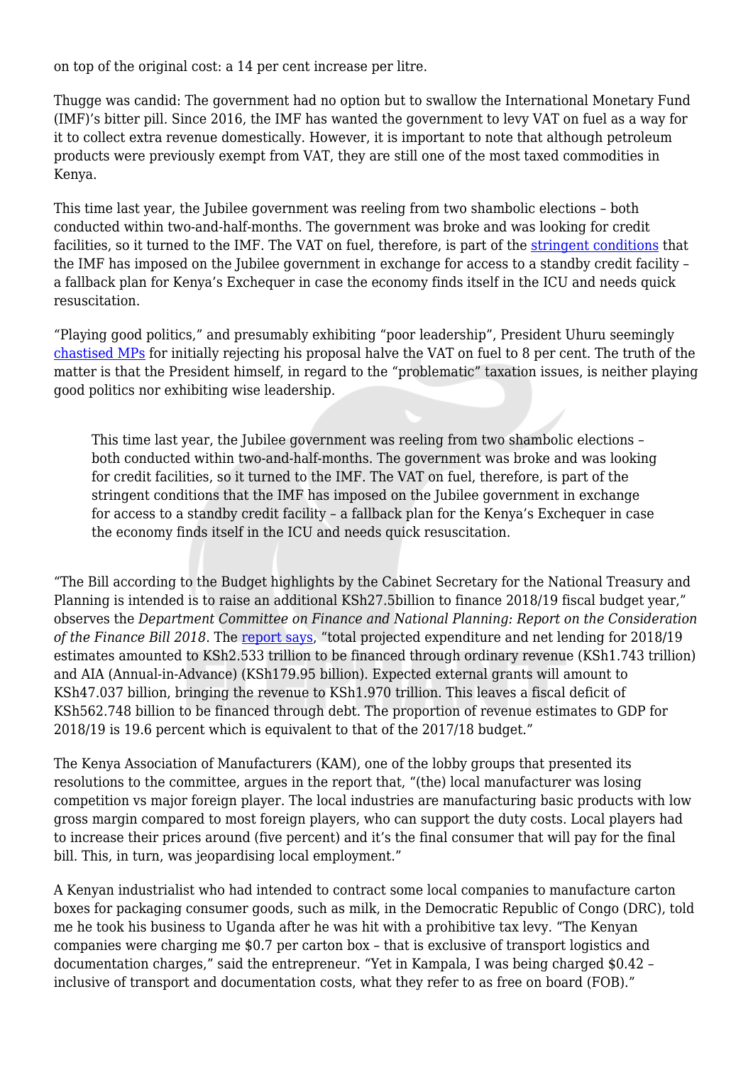on top of the original cost: a 14 per cent increase per litre.

Thugge was candid: The government had no option but to swallow the International Monetary Fund (IMF)'s bitter pill. Since 2016, the IMF has wanted the government to levy VAT on fuel as a way for it to collect extra revenue domestically. However, it is important to note that although petroleum products were previously exempt from VAT, they are still one of the most taxed commodities in Kenya.

This time last year, the Jubilee government was reeling from two shambolic elections – both conducted within two-and-half-months. The government was broke and was looking for credit facilities, so it turned to the IMF. The VAT on fuel, therefore, is part of the stringent conditions that the IMF has imposed on the Jubilee government in exchange for access to a standby credit facility – a fallback plan for Kenya's Exchequer in case the economy finds itself in the ICU and needs quick resuscitation.

"Playing good politics," and presumably exhibiting "poor leadership", President Uhuru seemingly chastised MPs for initially rejecting his proposal halve the VAT on fuel to 8 per cent. The truth of the matter is that the President himself, in regard to the "problematic" taxation issues, is neither playing good politics nor exhibiting wise leadership.

> This time last year, the Jubilee government was reeling from two shambolic elections – both conducted within two-and-half-months. The government was broke and was looking for credit facilities, so it turned to the IMF. The VAT on fuel, therefore, is part of the stringent conditions that the IMF has imposed on the Jubilee government in exchange for access to a standby credit facility – a fallback plan for the Kenya's Exchequer in case the economy finds itself in the ICU and needs quick resuscitation.

"The Bill according to the Budget highlights by the Cabinet Secretary for the National Treasury and Planning is intended is to raise an additional KSh27.5billion to finance 2018/19 fiscal budget year," observes the *Department Committee on Finance and National Planning: Report on the Consideration of the Finance Bill 2018*. The report says, "total projected expenditure and net lending for 2018/19 estimates amounted to KSh2.533 trillion to be financed through ordinary revenue (KSh1.743 trillion) and AIA (Annual-in-Advance) (KSh179.95 billion). Expected external grants will amount to KSh47.037 billion, bringing the revenue to KSh1.970 trillion. This leaves a fiscal deficit of KSh562.748 billion to be financed through debt. The proportion of revenue estimates to GDP for 2018/19 is 19.6 percent which is equivalent to that of the 2017/18 budget."

The Kenya Association of Manufacturers (KAM), one of the lobby groups that presented its resolutions to the committee, argues in the report that, "(the) local manufacturer was losing competition vs major foreign player. The local industries are manufacturing basic products with low gross margin compared to most foreign players, who can support the duty costs. Local players had to increase their prices around (five percent) and it's the final consumer that will pay for the final bill. This, in turn, was jeopardising local employment."

A Kenyan industrialist who had intended to contract some local companies to manufacture carton boxes for packaging consumer goods, such as milk, in the Democratic Republic of Congo (DRC), told me he took his business to Uganda after he was hit with a prohibitive tax levy. "The Kenyan companies were charging me $0.7 per carton box – that is exclusive of transport logistics and documentation charges," said the entrepreneur. "Yet in Kampala, I was being charged $0.42 – inclusive of transport and documentation costs, what they refer to as free on board (FOB)."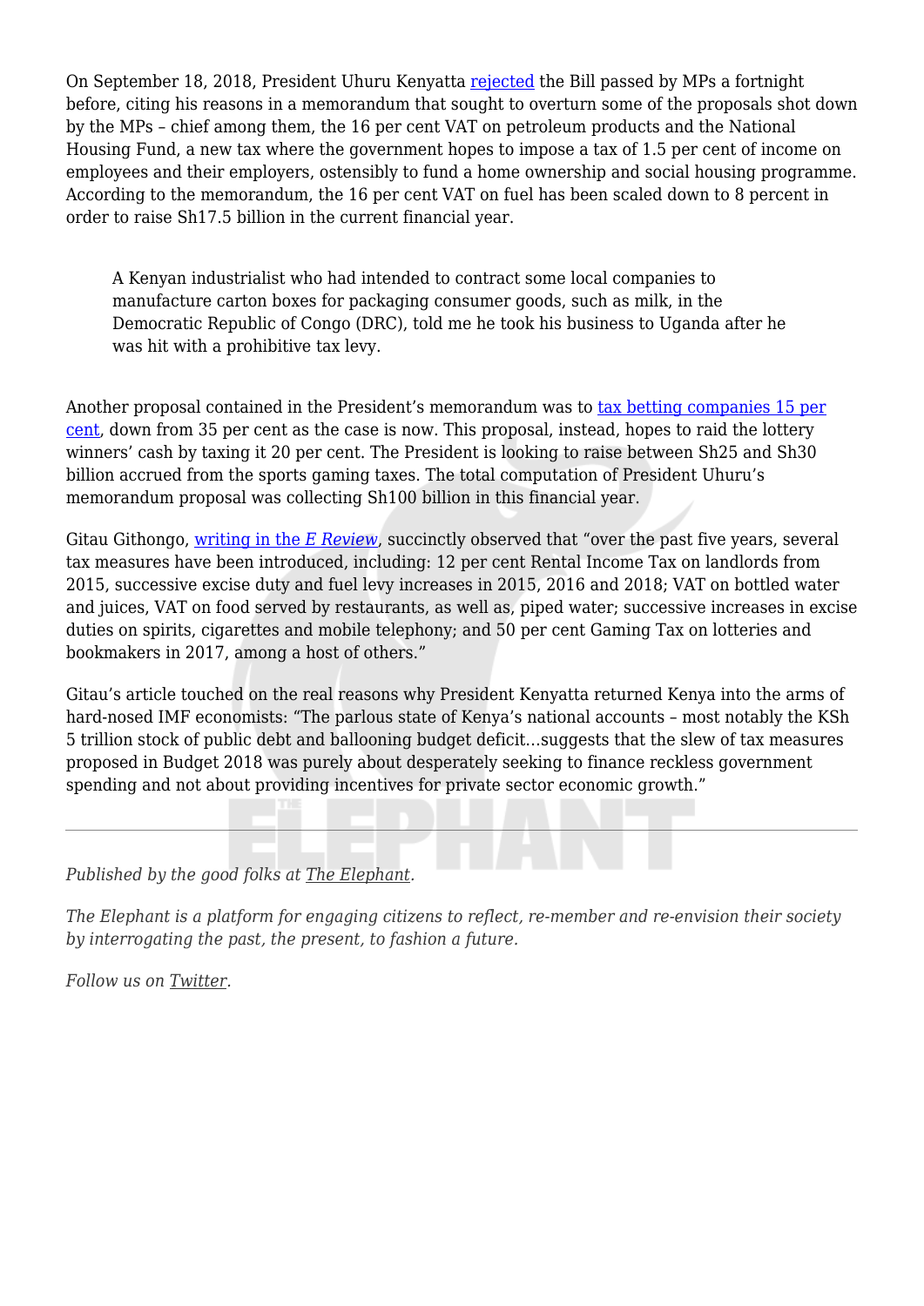On September 18, 2018, President Uhuru Kenyatta [rejected](#) the Bill passed by MPs a fortnight before, citing his reasons in a memorandum that sought to overturn some of the proposals shot down by the MPs – chief among them, the 16 per cent VAT on petroleum products and the National Housing Fund, a new tax where the government hopes to impose a tax of 1.5 per cent of income on employees and their employers, ostensibly to fund a home ownership and social housing programme. According to the memorandum, the 16 per cent VAT on fuel has been scaled down to 8 percent in order to raise Sh17.5 billion in the current financial year.

> A Kenyan industrialist who had intended to contract some local companies to manufacture carton boxes for packaging consumer goods, such as milk, in the Democratic Republic of Congo (DRC), told me he took his business to Uganda after he was hit with a prohibitive tax levy.

Another proposal contained in the President's memorandum was to [tax betting companies 15 per cent](#), down from 35 per cent as the case is now. This proposal, instead, hopes to raid the lottery winners' cash by taxing it 20 per cent. The President is looking to raise between Sh25 and Sh30 billion accrued from the sports gaming taxes. The total computation of President Uhuru's memorandum proposal was collecting Sh100 billion in this financial year.

Gitau Githongo, [writing in the *E Review*](#), succinctly observed that "over the past five years, several tax measures have been introduced, including: 12 per cent Rental Income Tax on landlords from 2015, successive excise duty and fuel levy increases in 2015, 2016 and 2018; VAT on bottled water and juices, VAT on food served by restaurants, as well as, piped water; successive increases in excise duties on spirits, cigarettes and mobile telephony; and 50 per cent Gaming Tax on lotteries and bookmakers in 2017, among a host of others."

Gitau's article touched on the real reasons why President Kenyatta returned Kenya into the arms of hard-nosed IMF economists: "The parlous state of Kenya's national accounts – most notably the KSh 5 trillion stock of public debt and ballooning budget deficit…suggests that the slew of tax measures proposed in Budget 2018 was purely about desperately seeking to finance reckless government spending and not about providing incentives for private sector economic growth."

---

*Published by the good folks at [The Elephant](#).*

*The Elephant is a platform for engaging citizens to reflect, re-member and re-envision their society by interrogating the past, the present, to fashion a future.*

*Follow us on [Twitter](#).*